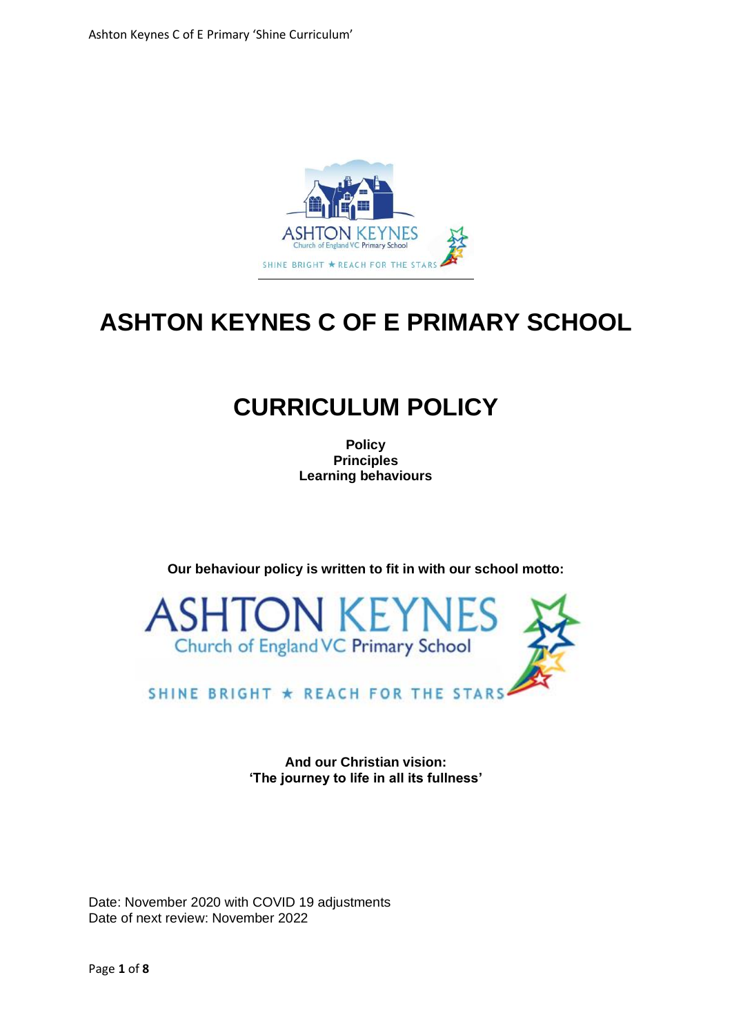# ASHTON KEYNES C OF E PRIMARY SCHOOL

# CURRICULUM POLICY

**Policy**
**Principles**
**Learning behaviours**

**Our behaviour policy is written to fit in with our school motto:**

ASHTON KEYNES
Church of England VC Primary School

SHINE BRIGHT ★ REACH FOR THE STARS

**And our Christian vision:**
**'The journey to life in all its fullness'**

Date: November 2020 with COVID 19 adjustments
Date of next review: November 2022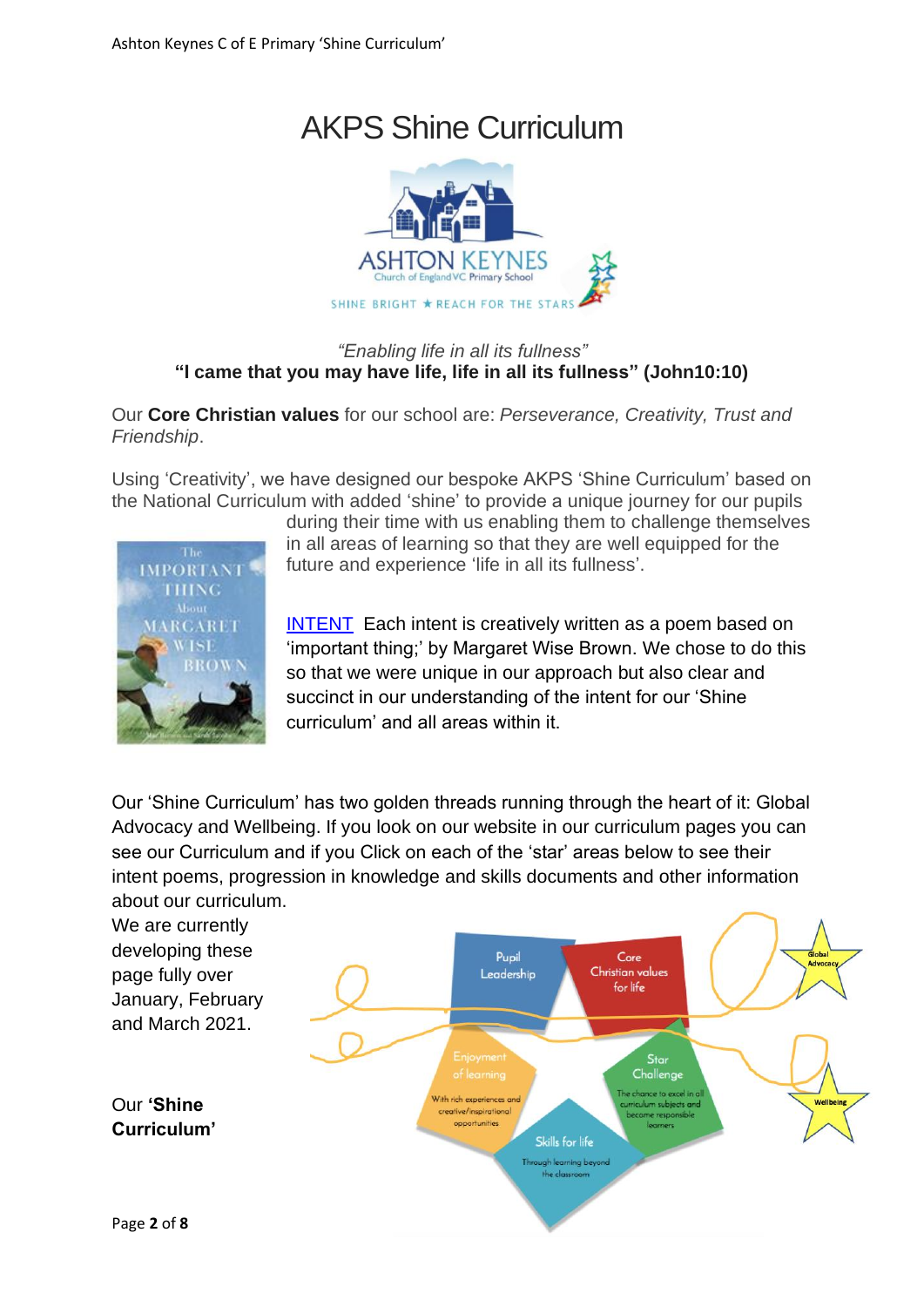# AKPS Shine Curriculum

ASHTON KEYNES
Church of England VC Primary School

SHINE BRIGHT ★ REACH FOR THE STARS

*"Enabling life in all its fullness"*
**"I came that you may have life, life in all its fullness" (John10:10)**

Our **Core Christian values** for our school are: *Perseverance, Creativity, Trust and Friendship*.

Using 'Creativity', we have designed our bespoke AKPS 'Shine Curriculum' based on the National Curriculum with added 'shine' to provide a unique journey for our pupils during their time with us enabling them to challenge themselves in all areas of learning so that they are well equipped for the future and experience 'life in all its fullness'.

INTENT Each intent is creatively written as a poem based on 'important thing;' by Margaret Wise Brown. We chose to do this so that we were unique in our approach but also clear and succinct in our understanding of the intent for our 'Shine curriculum' and all areas within it.

Our 'Shine Curriculum' has two golden threads running through the heart of it: Global Advocacy and Wellbeing. If you look on our website in our curriculum pages you can see our Curriculum and if you Click on each of the 'star' areas below to see their intent poems, progression in knowledge and skills documents and other information about our curriculum.

We are currently developing these page fully over January, February and March 2021.

Our **'Shine Curriculum'**

Pupil Leadership

Core Christian values for life

Global Advocacy

Enjoyment of learning
With rich experiences and creative/inspirational opportunities

Star Challenge
The chance to excel in all curriculum subjects and become responsible learners

Wellbeing

Skills for life
Through learning beyond the classroom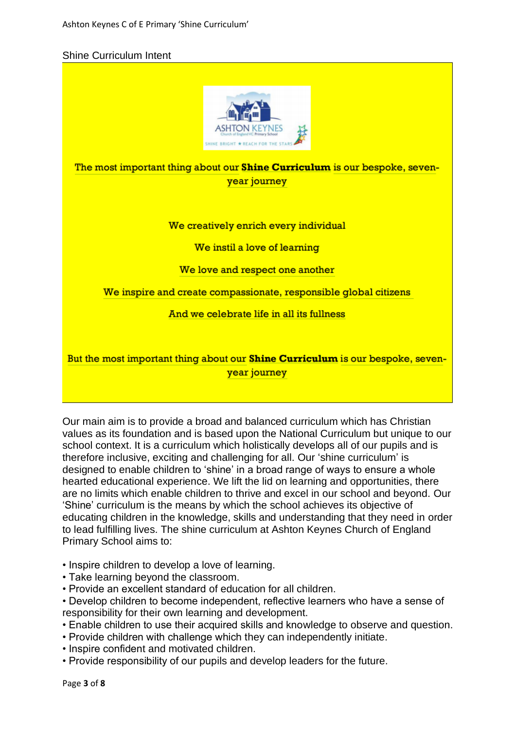## Shine Curriculum Intent

The most important thing about our **Shine Curriculum** is our bespoke, seven-year journey

We creatively enrich every individual

We instil a love of learning

We love and respect one another

We inspire and create compassionate, responsible global citizens

And we celebrate life in all its fullness

But the most important thing about our **Shine Curriculum** is our bespoke, seven-year journey

Our main aim is to provide a broad and balanced curriculum which has Christian values as its foundation and is based upon the National Curriculum but unique to our school context. It is a curriculum which holistically develops all of our pupils and is therefore inclusive, exciting and challenging for all. Our 'shine curriculum' is designed to enable children to 'shine' in a broad range of ways to ensure a whole hearted educational experience. We lift the lid on learning and opportunities, there are no limits which enable children to thrive and excel in our school and beyond. Our 'Shine' curriculum is the means by which the school achieves its objective of educating children in the knowledge, skills and understanding that they need in order to lead fulfilling lives. The shine curriculum at Ashton Keynes Church of England Primary School aims to:

- Inspire children to develop a love of learning.
- Take learning beyond the classroom.
- Provide an excellent standard of education for all children.
- Develop children to become independent, reflective learners who have a sense of responsibility for their own learning and development.
- Enable children to use their acquired skills and knowledge to observe and question.
- Provide children with challenge which they can independently initiate.
- Inspire confident and motivated children.
- Provide responsibility of our pupils and develop leaders for the future.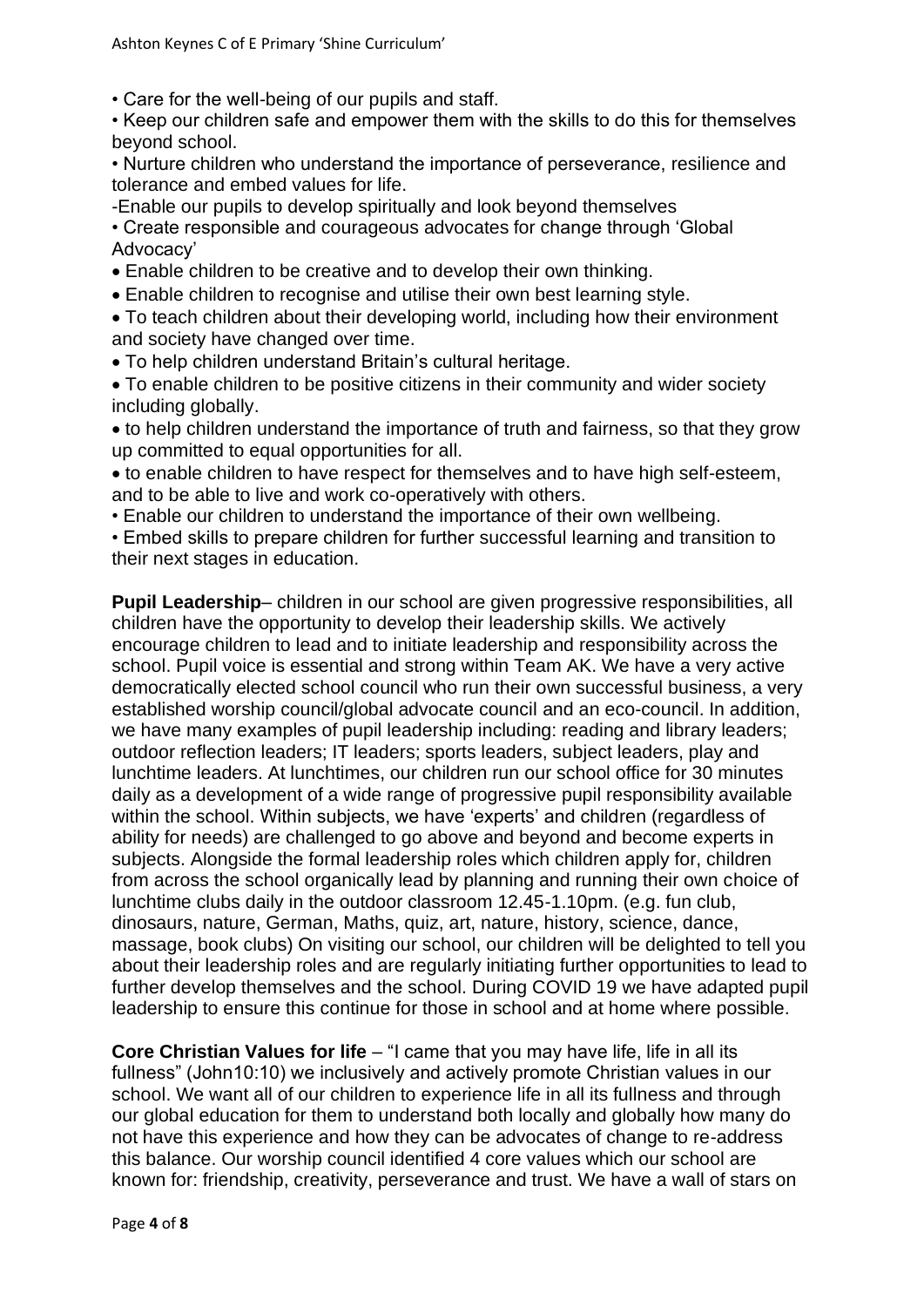- Care for the well-being of our pupils and staff.
- Keep our children safe and empower them with the skills to do this for themselves beyond school.
- Nurture children who understand the importance of perseverance, resilience and tolerance and embed values for life.

-Enable our pupils to develop spiritually and look beyond themselves

- Create responsible and courageous advocates for change through 'Global Advocacy'
- Enable children to be creative and to develop their own thinking.
- Enable children to recognise and utilise their own best learning style.
- To teach children about their developing world, including how their environment and society have changed over time.
- To help children understand Britain's cultural heritage.
- To enable children to be positive citizens in their community and wider society including globally.
- to help children understand the importance of truth and fairness, so that they grow up committed to equal opportunities for all.
- to enable children to have respect for themselves and to have high self-esteem, and to be able to live and work co-operatively with others.
- Enable our children to understand the importance of their own wellbeing.
- Embed skills to prepare children for further successful learning and transition to their next stages in education.

**Pupil Leadership**– children in our school are given progressive responsibilities, all children have the opportunity to develop their leadership skills. We actively encourage children to lead and to initiate leadership and responsibility across the school. Pupil voice is essential and strong within Team AK. We have a very active democratically elected school council who run their own successful business, a very established worship council/global advocate council and an eco-council. In addition, we have many examples of pupil leadership including: reading and library leaders; outdoor reflection leaders; IT leaders; sports leaders, subject leaders, play and lunchtime leaders. At lunchtimes, our children run our school office for 30 minutes daily as a development of a wide range of progressive pupil responsibility available within the school. Within subjects, we have 'experts' and children (regardless of ability for needs) are challenged to go above and beyond and become experts in subjects. Alongside the formal leadership roles which children apply for, children from across the school organically lead by planning and running their own choice of lunchtime clubs daily in the outdoor classroom 12.45-1.10pm. (e.g. fun club, dinosaurs, nature, German, Maths, quiz, art, nature, history, science, dance, massage, book clubs) On visiting our school, our children will be delighted to tell you about their leadership roles and are regularly initiating further opportunities to lead to further develop themselves and the school. During COVID 19 we have adapted pupil leadership to ensure this continue for those in school and at home where possible.

**Core Christian Values for life** – "I came that you may have life, life in all its fullness" (John10:10) we inclusively and actively promote Christian values in our school. We want all of our children to experience life in all its fullness and through our global education for them to understand both locally and globally how many do not have this experience and how they can be advocates of change to re-address this balance. Our worship council identified 4 core values which our school are known for: friendship, creativity, perseverance and trust. We have a wall of stars on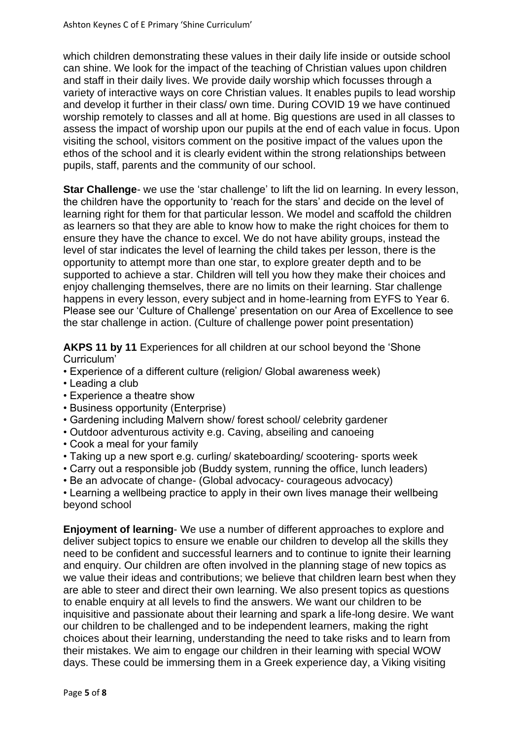which children demonstrating these values in their daily life inside or outside school can shine. We look for the impact of the teaching of Christian values upon children and staff in their daily lives. We provide daily worship which focusses through a variety of interactive ways on core Christian values. It enables pupils to lead worship and develop it further in their class/ own time. During COVID 19 we have continued worship remotely to classes and all at home. Big questions are used in all classes to assess the impact of worship upon our pupils at the end of each value in focus. Upon visiting the school, visitors comment on the positive impact of the values upon the ethos of the school and it is clearly evident within the strong relationships between pupils, staff, parents and the community of our school.

**Star Challenge**- we use the 'star challenge' to lift the lid on learning. In every lesson, the children have the opportunity to 'reach for the stars' and decide on the level of learning right for them for that particular lesson. We model and scaffold the children as learners so that they are able to know how to make the right choices for them to ensure they have the chance to excel. We do not have ability groups, instead the level of star indicates the level of learning the child takes per lesson, there is the opportunity to attempt more than one star, to explore greater depth and to be supported to achieve a star. Children will tell you how they make their choices and enjoy challenging themselves, there are no limits on their learning. Star challenge happens in every lesson, every subject and in home-learning from EYFS to Year 6. Please see our 'Culture of Challenge' presentation on our Area of Excellence to see the star challenge in action. (Culture of challenge power point presentation)

**AKPS 11 by 11** Experiences for all children at our school beyond the 'Shone Curriculum'

- Experience of a different culture (religion/ Global awareness week)
- Leading a club
- Experience a theatre show
- Business opportunity (Enterprise)
- Gardening including Malvern show/ forest school/ celebrity gardener
- Outdoor adventurous activity e.g. Caving, abseiling and canoeing
- Cook a meal for your family
- Taking up a new sport e.g. curling/ skateboarding/ scootering- sports week
- Carry out a responsible job (Buddy system, running the office, lunch leaders)
- Be an advocate of change- (Global advocacy- courageous advocacy)
- Learning a wellbeing practice to apply in their own lives manage their wellbeing beyond school

**Enjoyment of learning**- We use a number of different approaches to explore and deliver subject topics to ensure we enable our children to develop all the skills they need to be confident and successful learners and to continue to ignite their learning and enquiry. Our children are often involved in the planning stage of new topics as we value their ideas and contributions; we believe that children learn best when they are able to steer and direct their own learning. We also present topics as questions to enable enquiry at all levels to find the answers. We want our children to be inquisitive and passionate about their learning and spark a life-long desire. We want our children to be challenged and to be independent learners, making the right choices about their learning, understanding the need to take risks and to learn from their mistakes. We aim to engage our children in their learning with special WOW days. These could be immersing them in a Greek experience day, a Viking visiting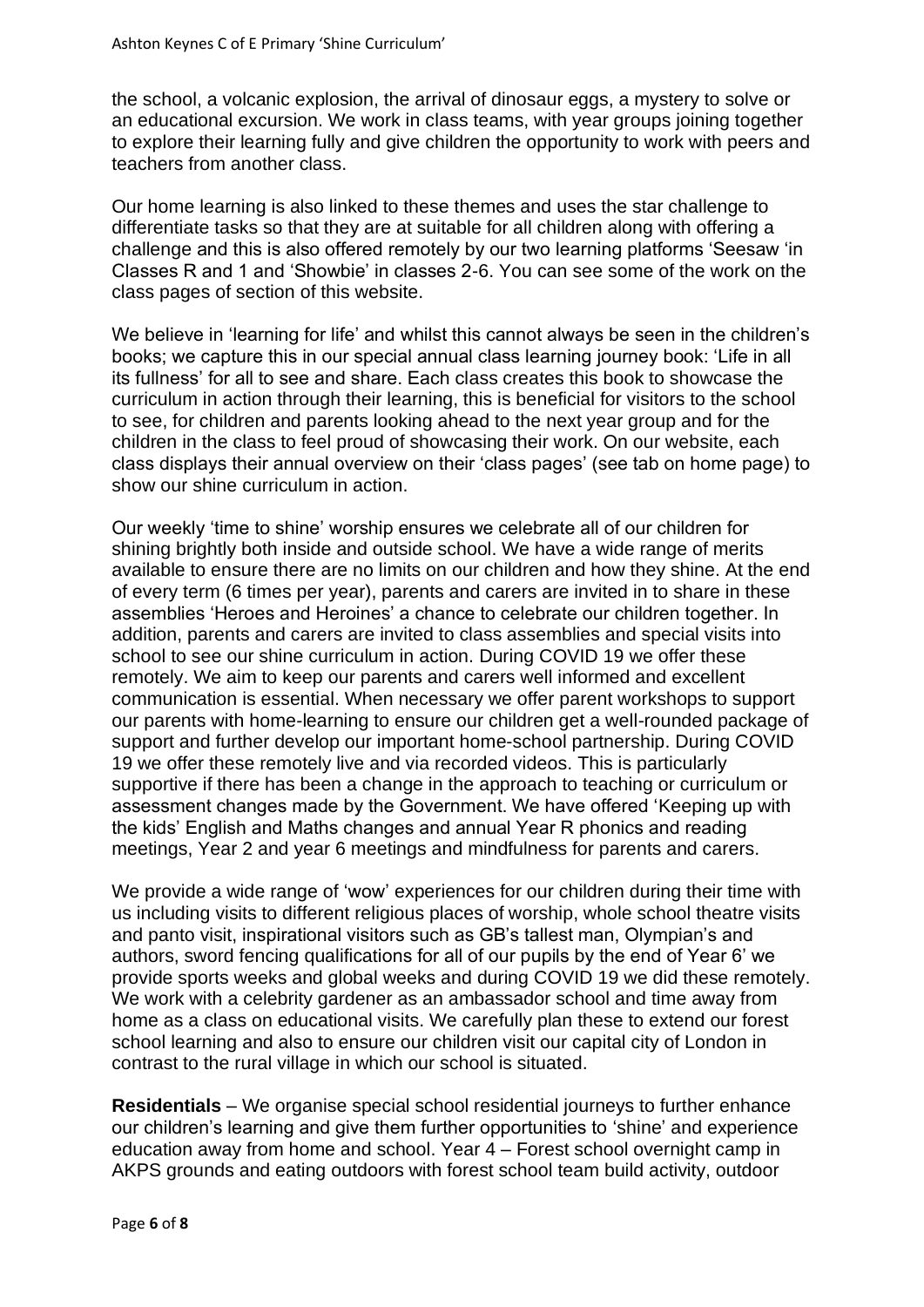the school, a volcanic explosion, the arrival of dinosaur eggs, a mystery to solve or an educational excursion. We work in class teams, with year groups joining together to explore their learning fully and give children the opportunity to work with peers and teachers from another class.

Our home learning is also linked to these themes and uses the star challenge to differentiate tasks so that they are at suitable for all children along with offering a challenge and this is also offered remotely by our two learning platforms 'Seesaw 'in Classes R and 1 and 'Showbie' in classes 2-6. You can see some of the work on the class pages of section of this website.

We believe in 'learning for life' and whilst this cannot always be seen in the children's books; we capture this in our special annual class learning journey book: 'Life in all its fullness' for all to see and share. Each class creates this book to showcase the curriculum in action through their learning, this is beneficial for visitors to the school to see, for children and parents looking ahead to the next year group and for the children in the class to feel proud of showcasing their work. On our website, each class displays their annual overview on their 'class pages' (see tab on home page) to show our shine curriculum in action.

Our weekly 'time to shine' worship ensures we celebrate all of our children for shining brightly both inside and outside school. We have a wide range of merits available to ensure there are no limits on our children and how they shine. At the end of every term (6 times per year), parents and carers are invited in to share in these assemblies 'Heroes and Heroines' a chance to celebrate our children together. In addition, parents and carers are invited to class assemblies and special visits into school to see our shine curriculum in action. During COVID 19 we offer these remotely. We aim to keep our parents and carers well informed and excellent communication is essential. When necessary we offer parent workshops to support our parents with home-learning to ensure our children get a well-rounded package of support and further develop our important home-school partnership. During COVID 19 we offer these remotely live and via recorded videos. This is particularly supportive if there has been a change in the approach to teaching or curriculum or assessment changes made by the Government. We have offered 'Keeping up with the kids' English and Maths changes and annual Year R phonics and reading meetings, Year 2 and year 6 meetings and mindfulness for parents and carers.

We provide a wide range of 'wow' experiences for our children during their time with us including visits to different religious places of worship, whole school theatre visits and panto visit, inspirational visitors such as GB's tallest man, Olympian's and authors, sword fencing qualifications for all of our pupils by the end of Year 6' we provide sports weeks and global weeks and during COVID 19 we did these remotely. We work with a celebrity gardener as an ambassador school and time away from home as a class on educational visits. We carefully plan these to extend our forest school learning and also to ensure our children visit our capital city of London in contrast to the rural village in which our school is situated.

**Residentials** – We organise special school residential journeys to further enhance our children's learning and give them further opportunities to 'shine' and experience education away from home and school. Year 4 – Forest school overnight camp in AKPS grounds and eating outdoors with forest school team build activity, outdoor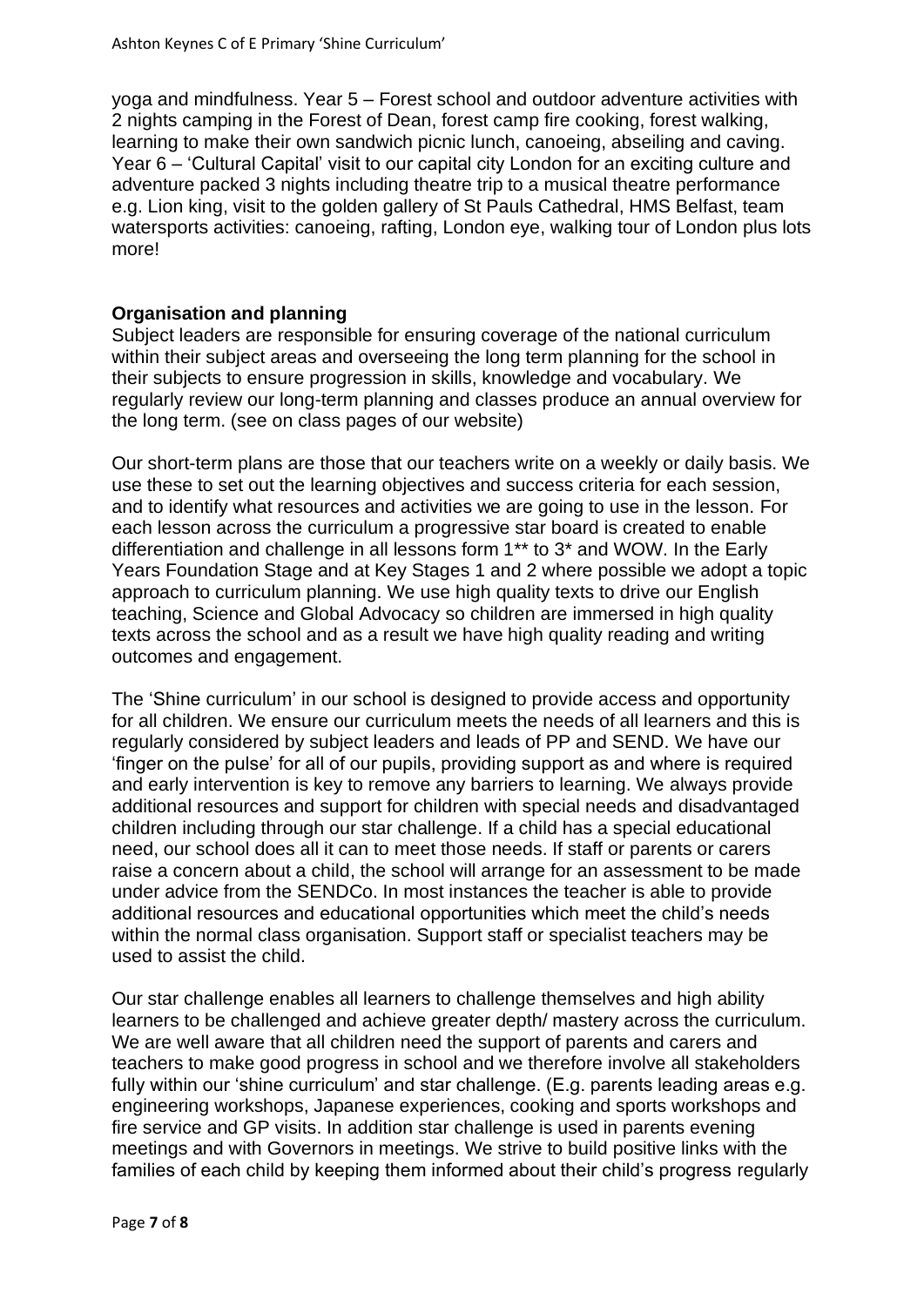yoga and mindfulness. Year 5 – Forest school and outdoor adventure activities with 2 nights camping in the Forest of Dean, forest camp fire cooking, forest walking, learning to make their own sandwich picnic lunch, canoeing, abseiling and caving. Year 6 – 'Cultural Capital' visit to our capital city London for an exciting culture and adventure packed 3 nights including theatre trip to a musical theatre performance e.g. Lion king, visit to the golden gallery of St Pauls Cathedral, HMS Belfast, team watersports activities: canoeing, rafting, London eye, walking tour of London plus lots more!

**Organisation and planning**

Subject leaders are responsible for ensuring coverage of the national curriculum within their subject areas and overseeing the long term planning for the school in their subjects to ensure progression in skills, knowledge and vocabulary. We regularly review our long-term planning and classes produce an annual overview for the long term. (see on class pages of our website)

Our short-term plans are those that our teachers write on a weekly or daily basis. We use these to set out the learning objectives and success criteria for each session, and to identify what resources and activities we are going to use in the lesson. For each lesson across the curriculum a progressive star board is created to enable differentiation and challenge in all lessons form 1** to 3* and WOW. In the Early Years Foundation Stage and at Key Stages 1 and 2 where possible we adopt a topic approach to curriculum planning. We use high quality texts to drive our English teaching, Science and Global Advocacy so children are immersed in high quality texts across the school and as a result we have high quality reading and writing outcomes and engagement.

The 'Shine curriculum' in our school is designed to provide access and opportunity for all children. We ensure our curriculum meets the needs of all learners and this is regularly considered by subject leaders and leads of PP and SEND. We have our 'finger on the pulse' for all of our pupils, providing support as and where is required and early intervention is key to remove any barriers to learning. We always provide additional resources and support for children with special needs and disadvantaged children including through our star challenge. If a child has a special educational need, our school does all it can to meet those needs. If staff or parents or carers raise a concern about a child, the school will arrange for an assessment to be made under advice from the SENDCo. In most instances the teacher is able to provide additional resources and educational opportunities which meet the child's needs within the normal class organisation. Support staff or specialist teachers may be used to assist the child.

Our star challenge enables all learners to challenge themselves and high ability learners to be challenged and achieve greater depth/ mastery across the curriculum. We are well aware that all children need the support of parents and carers and teachers to make good progress in school and we therefore involve all stakeholders fully within our 'shine curriculum' and star challenge. (E.g. parents leading areas e.g. engineering workshops, Japanese experiences, cooking and sports workshops and fire service and GP visits. In addition star challenge is used in parents evening meetings and with Governors in meetings. We strive to build positive links with the families of each child by keeping them informed about their child's progress regularly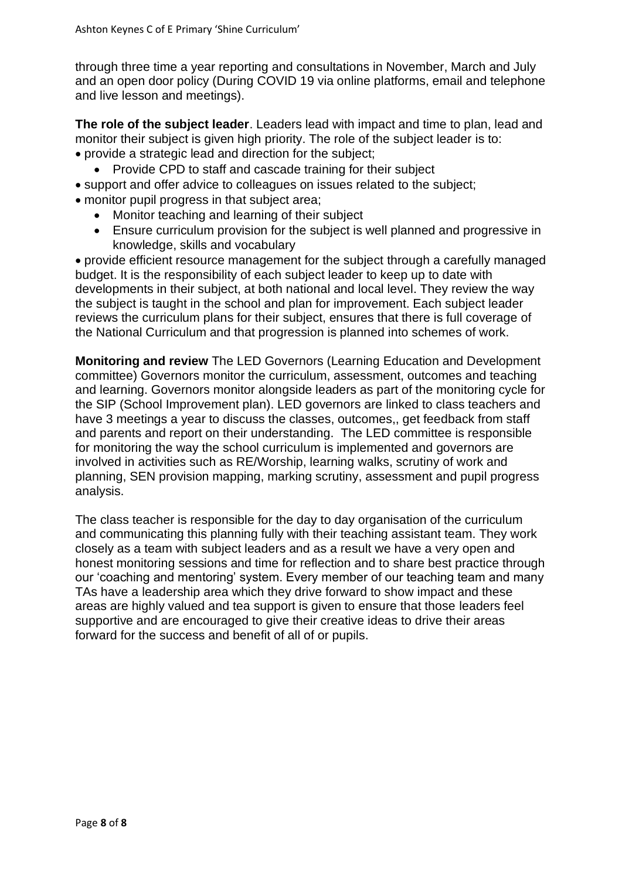through three time a year reporting and consultations in November, March and July and an open door policy (During COVID 19 via online platforms, email and telephone and live lesson and meetings).

**The role of the subject leader**. Leaders lead with impact and time to plan, lead and monitor their subject is given high priority. The role of the subject leader is to:

- provide a strategic lead and direction for the subject;
  - Provide CPD to staff and cascade training for their subject
- support and offer advice to colleagues on issues related to the subject;
- monitor pupil progress in that subject area;
  - Monitor teaching and learning of their subject
  - Ensure curriculum provision for the subject is well planned and progressive in knowledge, skills and vocabulary
- provide efficient resource management for the subject through a carefully managed budget. It is the responsibility of each subject leader to keep up to date with developments in their subject, at both national and local level. They review the way the subject is taught in the school and plan for improvement. Each subject leader reviews the curriculum plans for their subject, ensures that there is full coverage of the National Curriculum and that progression is planned into schemes of work.

**Monitoring and review** The LED Governors (Learning Education and Development committee) Governors monitor the curriculum, assessment, outcomes and teaching and learning. Governors monitor alongside leaders as part of the monitoring cycle for the SIP (School Improvement plan). LED governors are linked to class teachers and have 3 meetings a year to discuss the classes, outcomes,, get feedback from staff and parents and report on their understanding. The LED committee is responsible for monitoring the way the school curriculum is implemented and governors are involved in activities such as RE/Worship, learning walks, scrutiny of work and planning, SEN provision mapping, marking scrutiny, assessment and pupil progress analysis.

The class teacher is responsible for the day to day organisation of the curriculum and communicating this planning fully with their teaching assistant team. They work closely as a team with subject leaders and as a result we have a very open and honest monitoring sessions and time for reflection and to share best practice through our 'coaching and mentoring' system. Every member of our teaching team and many TAs have a leadership area which they drive forward to show impact and these areas are highly valued and tea support is given to ensure that those leaders feel supportive and are encouraged to give their creative ideas to drive their areas forward for the success and benefit of all of or pupils.